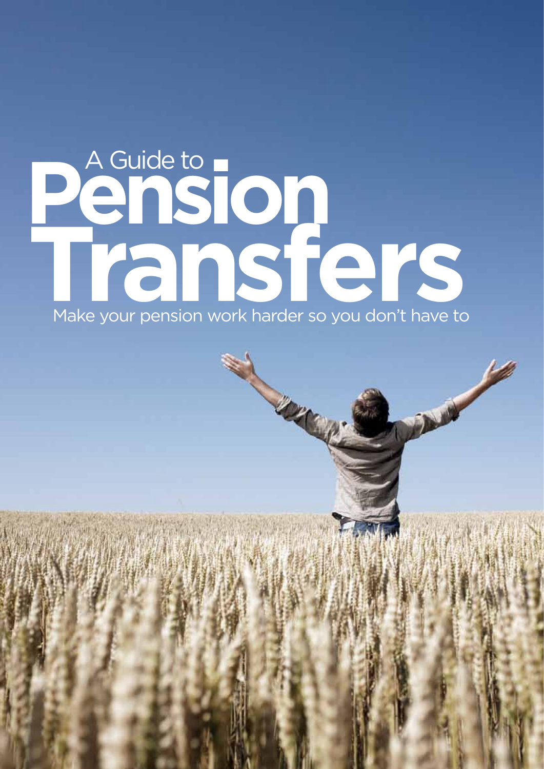# A Guide to Pension Transfers

Make your pension work harder so you don't have to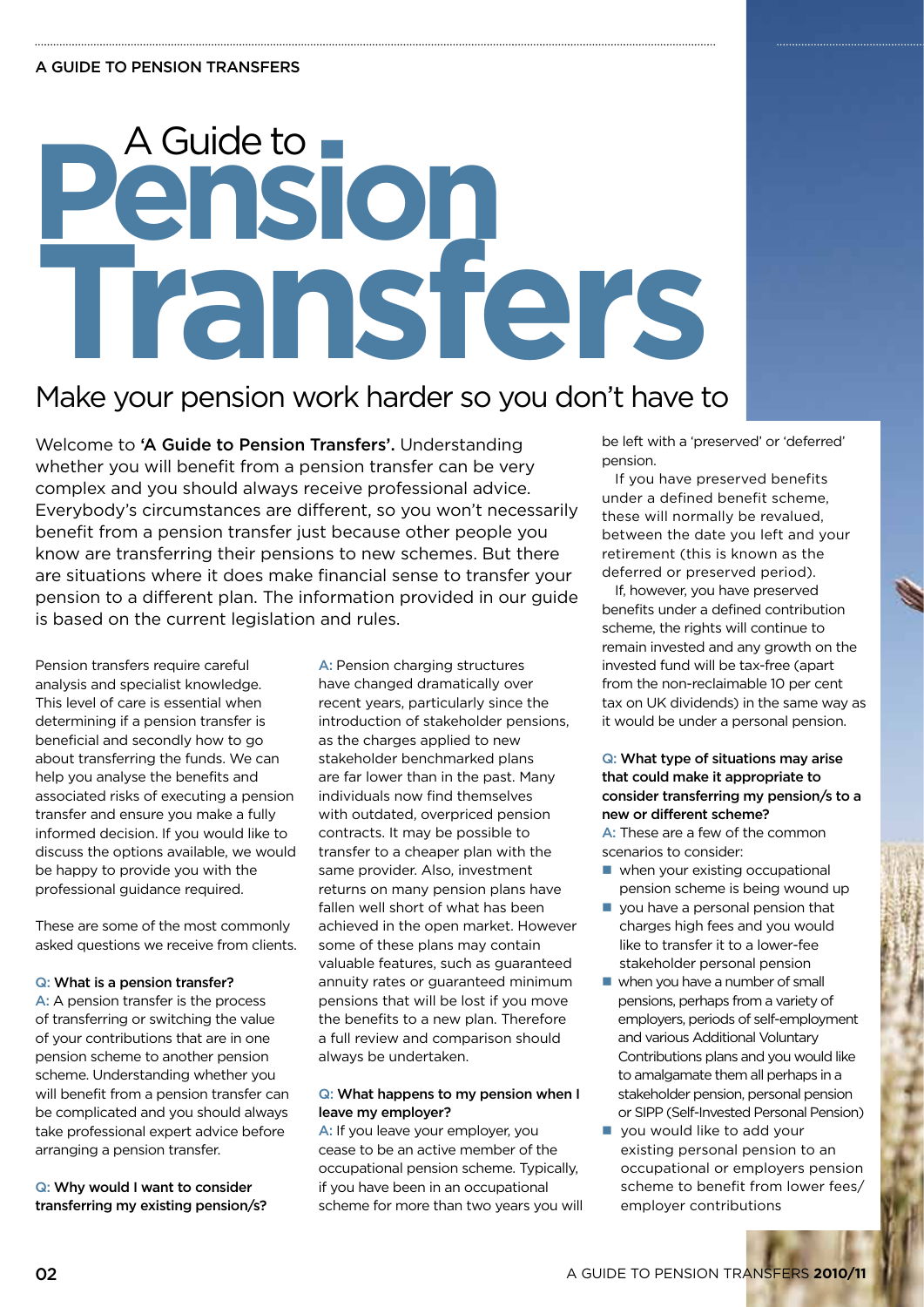# A Guide to Pension Transfers

## Make your pension work harder so you don't have to

Welcome to **'A Guide to Pension Transfers'.** Understanding whether you will benefit from a pension transfer can be very complex and you should always receive professional advice. Everybody's circumstances are different, so you won't necessarily benefit from a pension transfer just because other people you know are transferring their pensions to new schemes. But there are situations where it does make financial sense to transfer your pension to a different plan. The information provided in our guide is based on the current legislation and rules.

Pension transfers require careful analysis and specialist knowledge. This level of care is essential when determining if a pension transfer is beneficial and secondly how to go about transferring the funds. We can help you analyse the benefits and associated risks of executing a pension transfer and ensure you make a fully informed decision. If you would like to discuss the options available, we would be happy to provide you with the professional guidance required.

These are some of the most commonly asked questions we receive from clients.

**Q: What is a pension transfer?**

A: A pension transfer is the process of transferring or switching the value of your contributions that are in one pension scheme to another pension scheme. Understanding whether you will benefit from a pension transfer can be complicated and you should always take professional expert advice before arranging a pension transfer.

**Q: Why would I want to consider transferring my existing pension/s?**

A: Pension charging structures have changed dramatically over recent years, particularly since the introduction of stakeholder pensions, as the charges applied to new stakeholder benchmarked plans are far lower than in the past. Many individuals now find themselves with outdated, overpriced pension contracts. It may be possible to transfer to a cheaper plan with the same provider. Also, investment returns on many pension plans have fallen well short of what has been achieved in the open market. However some of these plans may contain valuable features, such as guaranteed annuity rates or guaranteed minimum pensions that will be lost if you move the benefits to a new plan. Therefore a full review and comparison should always be undertaken.

**Q: What happens to my pension when I leave my employer?**

A: If you leave your employer, you cease to be an active member of the occupational pension scheme. Typically, if you have been in an occupational scheme for more than two years you will be left with a 'preserved' or 'deferred' pension.

If you have preserved benefits under a defined benefit scheme, these will normally be revalued, between the date you left and your retirement (this is known as the deferred or preserved period).

If, however, you have preserved benefits under a defined contribution scheme, the rights will continue to remain invested and any growth on the invested fund will be tax-free (apart from the non-reclaimable 10 per cent tax on UK dividends) in the same way as it would be under a personal pension.

**Q: What type of situations may arise that could make it appropriate to consider transferring my pension/s to a new or different scheme?**

A: These are a few of the common scenarios to consider:

- when your existing occupational pension scheme is being wound up
- you have a personal pension that charges high fees and you would like to transfer it to a lower-fee stakeholder personal pension
- when you have a number of small pensions, perhaps from a variety of employers, periods of self-employment and various Additional Voluntary Contributions plans and you would like to amalgamate them all perhaps in a stakeholder pension, personal pension or SIPP (Self-Invested Personal Pension)
- you would like to add your existing personal pension to an occupational or employers pension scheme to benefit from lower fees/ employer contributions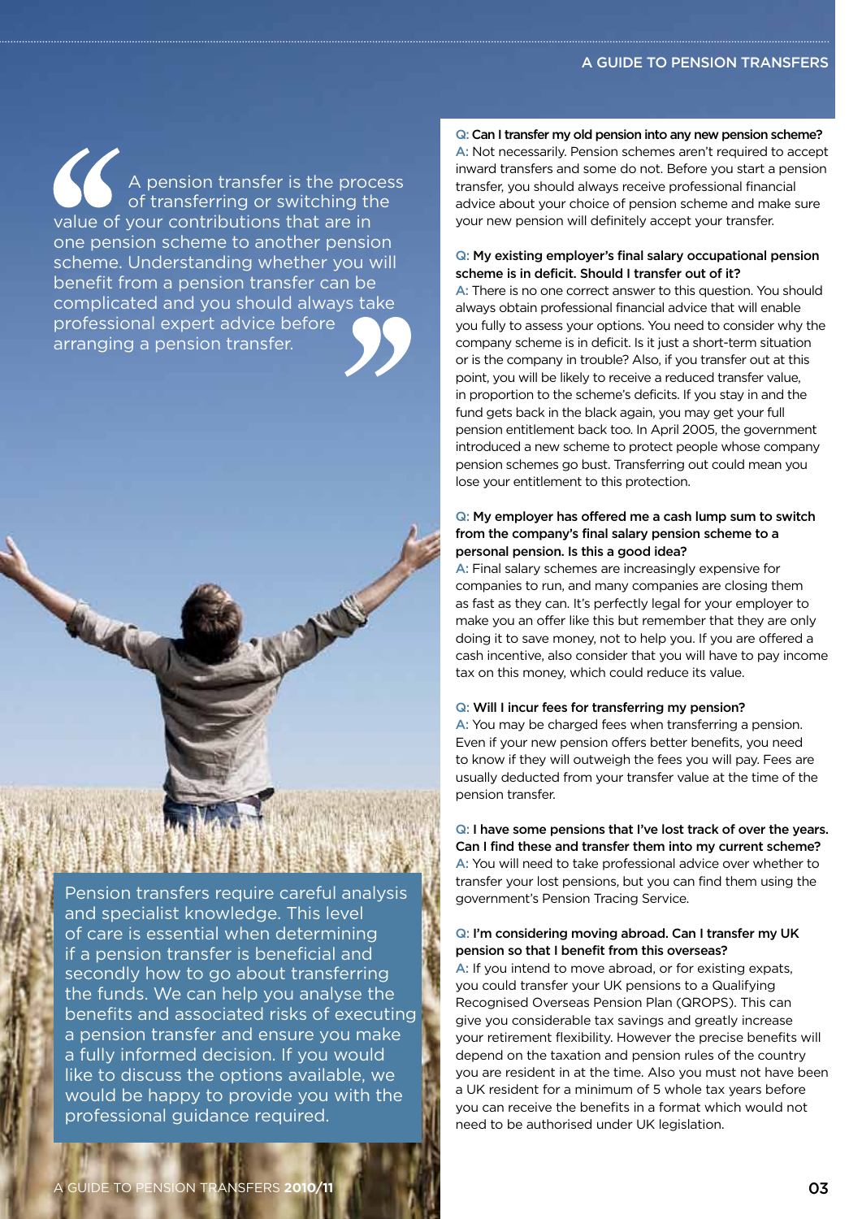> A pension transfer is the process of transferring or switching the value of your contributions that are in one pension scheme to another pension scheme. Understanding whether you will benefit from a pension transfer can be complicated and you should always take professional expert advice before arranging a pension transfer.

Pension transfers require careful analysis and specialist knowledge. This level of care is essential when determining if a pension transfer is beneficial and secondly how to go about transferring the funds. We can help you analyse the benefits and associated risks of executing a pension transfer and ensure you make a fully informed decision. If you would like to discuss the options available, we would be happy to provide you with the professional guidance required.

**Q: Can I transfer my old pension into any new pension scheme?**

A: Not necessarily. Pension schemes aren't required to accept inward transfers and some do not. Before you start a pension transfer, you should always receive professional financial advice about your choice of pension scheme and make sure your new pension will definitely accept your transfer.

**Q: My existing employer's final salary occupational pension scheme is in deficit. Should I transfer out of it?**

A: There is no one correct answer to this question. You should always obtain professional financial advice that will enable you fully to assess your options. You need to consider why the company scheme is in deficit. Is it just a short-term situation or is the company in trouble? Also, if you transfer out at this point, you will be likely to receive a reduced transfer value, in proportion to the scheme's deficits. If you stay in and the fund gets back in the black again, you may get your full pension entitlement back too. In April 2005, the government introduced a new scheme to protect people whose company pension schemes go bust. Transferring out could mean you lose your entitlement to this protection.

**Q: My employer has offered me a cash lump sum to switch from the company's final salary pension scheme to a personal pension. Is this a good idea?**

A: Final salary schemes are increasingly expensive for companies to run, and many companies are closing them as fast as they can. It's perfectly legal for your employer to make you an offer like this but remember that they are only doing it to save money, not to help you. If you are offered a cash incentive, also consider that you will have to pay income tax on this money, which could reduce its value.

**Q: Will I incur fees for transferring my pension?**

A: You may be charged fees when transferring a pension. Even if your new pension offers better benefits, you need to know if they will outweigh the fees you will pay. Fees are usually deducted from your transfer value at the time of the pension transfer.

**Q: I have some pensions that I've lost track of over the years. Can I find these and transfer them into my current scheme?**

A: You will need to take professional advice over whether to transfer your lost pensions, but you can find them using the government's Pension Tracing Service.

**Q: I'm considering moving abroad. Can I transfer my UK pension so that I benefit from this overseas?**

A: If you intend to move abroad, or for existing expats, you could transfer your UK pensions to a Qualifying Recognised Overseas Pension Plan (QROPS). This can give you considerable tax savings and greatly increase your retirement flexibility. However the precise benefits will depend on the taxation and pension rules of the country you are resident in at the time. Also you must not have been a UK resident for a minimum of 5 whole tax years before you can receive the benefits in a format which would not need to be authorised under UK legislation.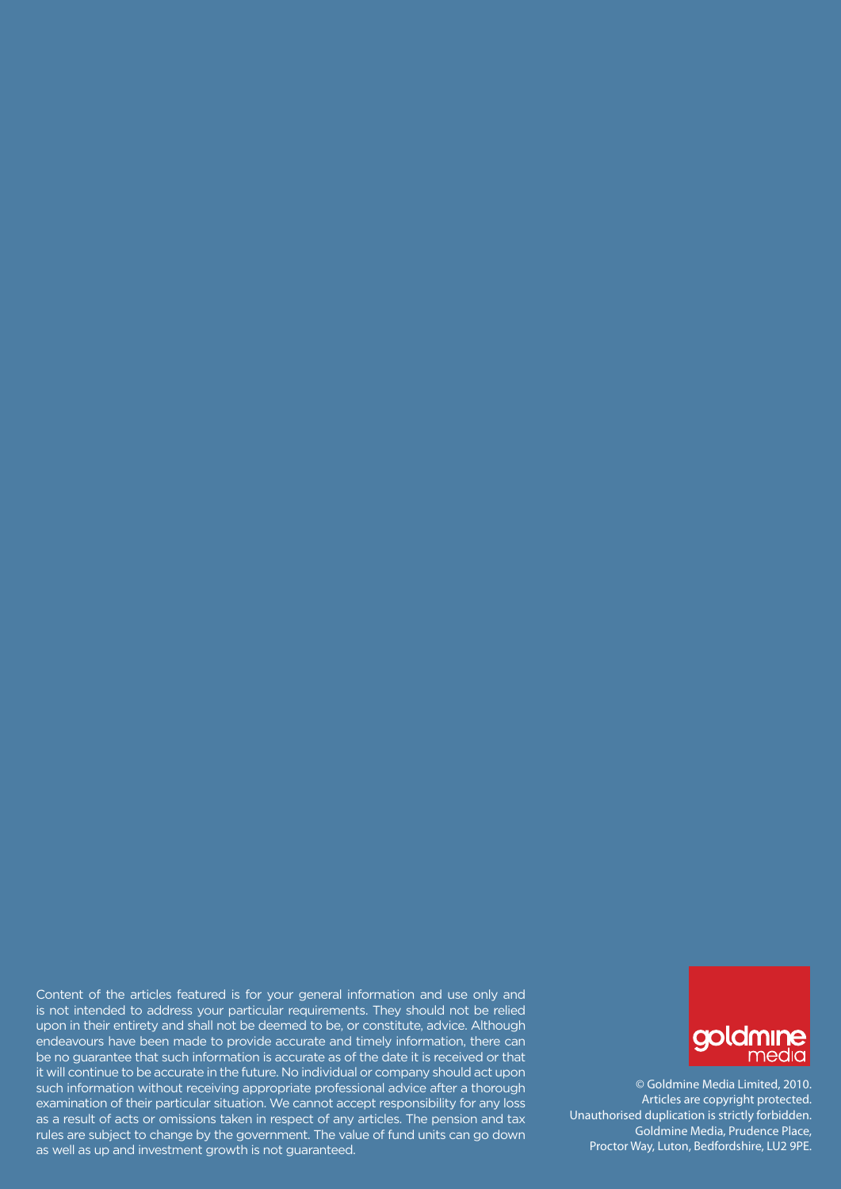Content of the articles featured is for your general information and use only and is not intended to address your particular requirements. They should not be relied upon in their entirety and shall not be deemed to be, or constitute, advice. Although endeavours have been made to provide accurate and timely information, there can be no guarantee that such information is accurate as of the date it is received or that it will continue to be accurate in the future. No individual or company should act upon such information without receiving appropriate professional advice after a thorough examination of their particular situation. We cannot accept responsibility for any loss as a result of acts or omissions taken in respect of any articles. The pension and tax rules are subject to change by the government. The value of fund units can go down as well as up and investment growth is not guaranteed.

goldmine media

© Goldmine Media Limited, 2010.
Articles are copyright protected.
Unauthorised duplication is strictly forbidden.
Goldmine Media, Prudence Place,
Proctor Way, Luton, Bedfordshire, LU2 9PE.